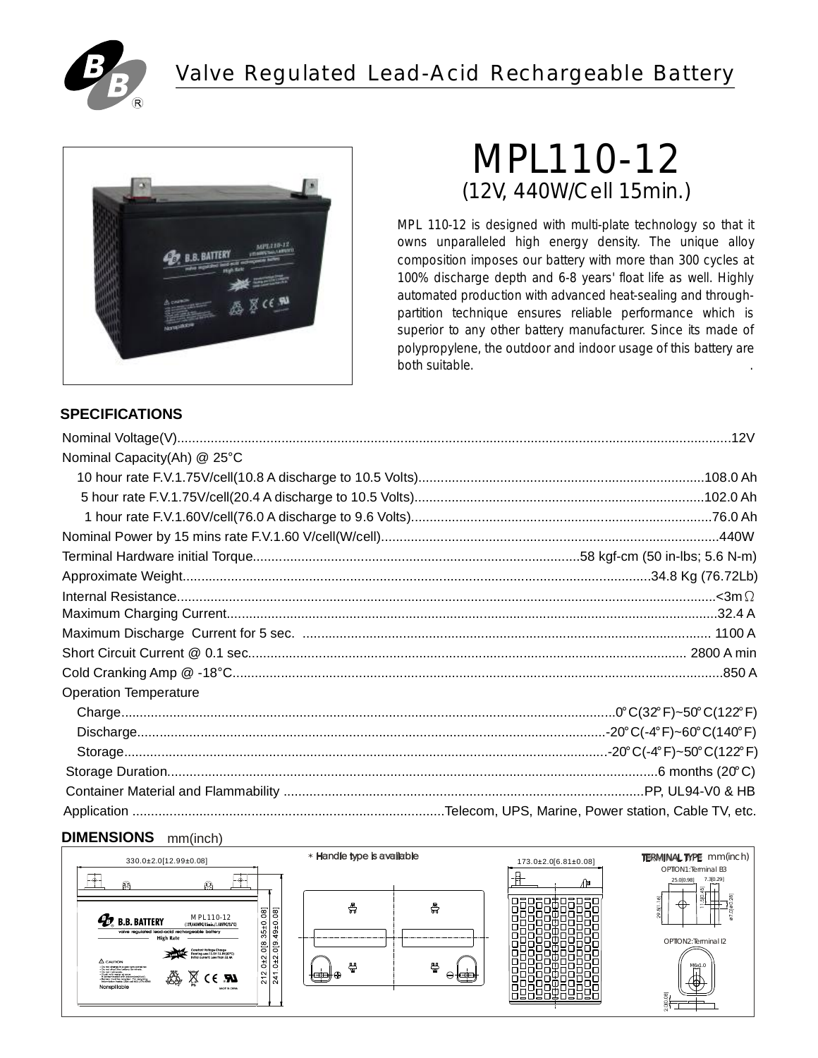# Valve Regulated Lead-Acid Rechargeable Battery

# MPL110-12

## (12V, 440W/Cell 15min.)

MPL 110-12 is designed with multi-plate technology so that it owns unparalleled high energy density. The unique alloy composition imposes our battery with more than 300 cycles at 100% discharge depth and 6-8 years' float life as well. Highly automated production with advanced heat-sealing and through-partition technique ensures reliable performance which is superior to any other battery manufacturer. Since its made of polypropylene, the outdoor and indoor usage of this battery are both suitable.

## SPECIFICATIONS

| Specification | Value |
| --- | --- |
| Nominal Voltage(V) | 12V |
| Nominal Capacity(Ah) @ 25°C | |
| 10 hour rate F.V.1.75V/cell(10.8 A discharge to 10.5 Volts) | 108.0 Ah |
| 5 hour rate F.V.1.75V/cell(20.4 A discharge to 10.5 Volts) | 102.0 Ah |
| 1 hour rate F.V.1.60V/cell(76.0 A discharge to 9.6 Volts) | 76.0 Ah |
| Nominal Power by 15 mins rate F.V.1.60 V/cell(W/cell) | 440W |
| Terminal Hardware initial Torque | 58 kgf-cm (50 in-lbs; 5.6 N-m) |
| Approximate Weight | 34.8 Kg (76.72Lb) |
| Internal Resistance | <3mΩ |
| Maximum Charging Current | 32.4 A |
| Maximum Discharge Current for 5 sec. | 1100 A |
| Short Circuit Current @ 0.1 sec. | 2800 A min |
| Cold Cranking Amp @ -18°C | 850 A |
| Operation Temperature | |
| Charge | 0°C(32°F)~50°C(122°F) |
| Discharge | -20°C(-4°F)~60°C(140°F) |
| Storage | -20°C(-4°F)~50°C(122°F) |
| Storage Duration | 6 months (20°C) |
| Container Material and Flammability | PP, UL94-V0 & HB |
| Application | Telecom, UPS, Marine, Power station, Cable TV, etc. |

## DIMENSIONS mm(inch)

330.0±2.0[12.99±0.08]

212.0±2.0[8.35±0.08]

241.0±2.0[9.49±0.08]

173.0±2.0[6.81±0.08]

* Handle type is available

TERMINAL TYPE mm(inch)

OPTION1:Terminal B3

OPTION2:Terminal I2

M6x1.0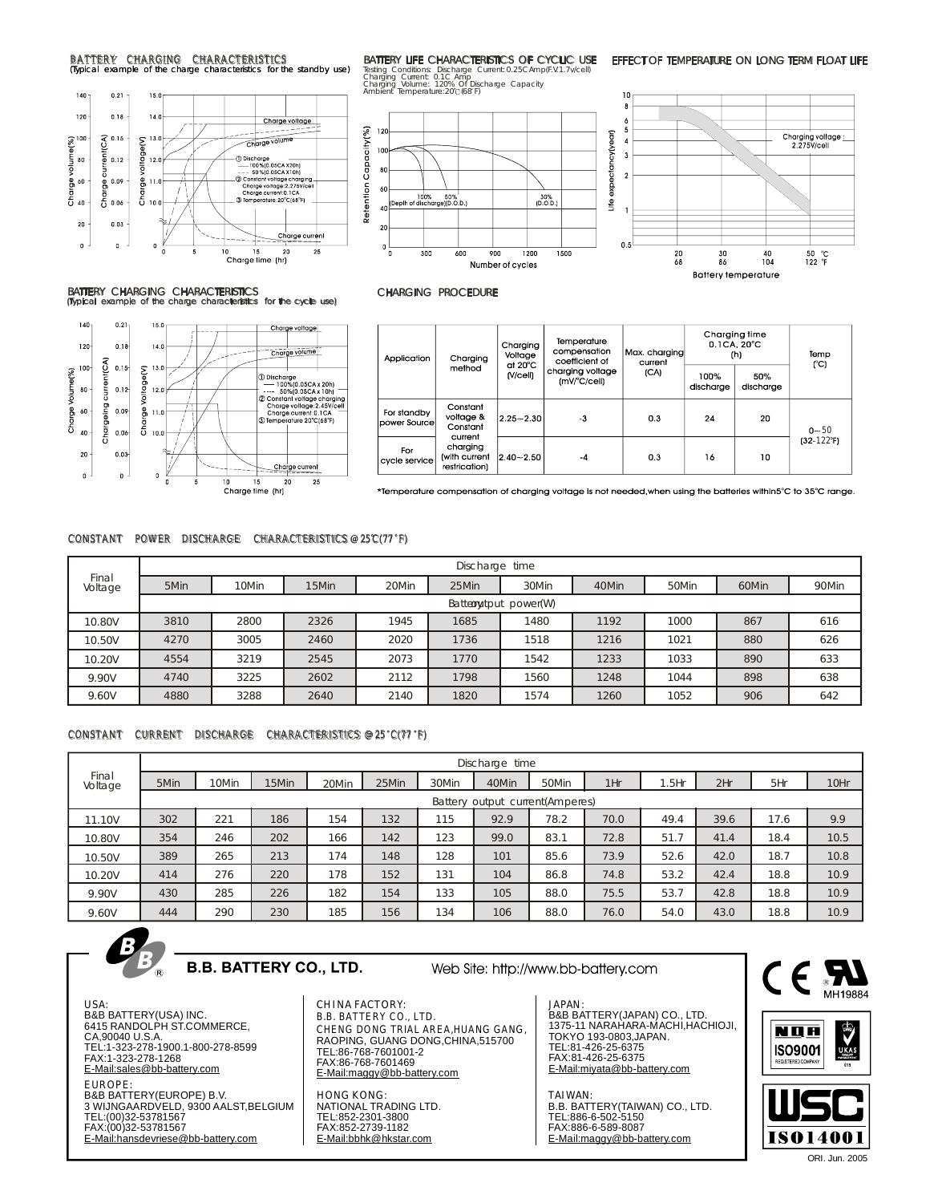## BATTERY CHARGING CHARACTERISTICS

(Typical example of the charge characteristics for the standby use)

Charge volume(%) Charge current(CA) Charge voltage(V)

140 0.21 15.0
120 0.18 14.0
100 0.15 13.0
80 0.12 12.0
60 0.09 11.0
40 0.06 10.0
20 0.03
0 0 0

Charge voltage
Charge volume
① Discharge
—— 100%(0.05CA X20h)
- - - - 50%(0.05CA X10h)
② Constant voltage charging
Charge voltage:2.275V/cell
Charge current:0.1CA
③ Temperature: 20°C(68°F)
Charge current

0 5 10 15 20 25
Charge time (hr)

## BATTERY LIFE CHARACTERISTICS OF CYCLIC USE

Testing Conditions: Discharge Current: 0.25CAmp(F.V.1.7v/cell)
Charging Current: 0.1C Amp
Charging Volume: 120% Of Discharge Capacity
Ambient Temperature:20℃(68°F)

Retention Capacity(%)

120 100 80 60 40 20 0

100% 50% (Depth of discharge)(D.O.D.)
30% (D.O.D.)

0 300 600 900 1200 1500
Number of cycles

## EFFECT OF TEMPERATURE ON LONG TERM FLOAT LIFE

Life expectancy(year)

10 8 6 5 4 3 2 1 0.5

Charging voltage : 2.275V/cell

20 30 40 50 ℃
68 86 104 122 °F
Battery temperature

## BATTERY CHARGING CHARACTERISTICS

(Typical example of the charge characteristics for the cycle use)

Charge Volume(%) Charging current(CA) Charge Voltage(V)

140 0.21 15.0
120 0.18 14.0
100 0.15 13.0
80 0.12 12.0
60 0.09 11.0
40 0.06 10.0
20 0.03
0 0 0

Charge voltage
Charge volume
① Discharge
—— 100%(0.05CA x 20h)
- - - - 50%(0.05CA x 10h)
② Constant voltage charging
Charge voltage:2.45V/cell
Charge current: 0.1CA
③ Temperature 20°C(68°F)
Charge current

0 5 10 15 20 25
Charge time (hr)

## CHARGING PROCEDURE

| Application | Charging method | Charging Voltage at 20°C (V/cell) | Temperature compensation coefficient of charging voltage (mV/°C/cell) | Max. charging current (CA) | Charging time 0.1CA, 20°C (h) | | Temp (°C) |
|---|---|---|---|---|---|---|---|
| | | | | | 100% discharge | 50% discharge | |
| For standby power Source | Constant voltage & Constant current charging (with current restriction) | 2.25~2.30 | -3 | 0.3 | 24 | 20 | 0~50 (32-122°F) |
| For cycle service | | 2.40~2.50 | -4 | 0.3 | 16 | 10 | |

*Temperature compensation of charging voltage is not needed,when using the batteries within5°C to 35°C range.

## CONSTANT POWER DISCHARGE CHARACTERISTICS @25℃(77°F)

| Final Voltage | Discharge time | | | | | | | | | |
|---|---|---|---|---|---|---|---|---|---|---|
| | 5Min | 10Min | 15Min | 20Min | 25Min | 30Min | 40Min | 50Min | 60Min | 90Min |
| | Battery output power(W) | | | | | | | | | |
| 10.80V | 3810 | 2800 | 2326 | 1945 | 1685 | 1480 | 1192 | 1000 | 867 | 616 |
| 10.50V | 4270 | 3005 | 2460 | 2020 | 1736 | 1518 | 1216 | 1021 | 880 | 626 |
| 10.20V | 4554 | 3219 | 2545 | 2073 | 1770 | 1542 | 1233 | 1033 | 890 | 633 |
| 9.90V | 4740 | 3225 | 2602 | 2112 | 1798 | 1560 | 1248 | 1044 | 898 | 638 |
| 9.60V | 4880 | 3288 | 2640 | 2140 | 1820 | 1574 | 1260 | 1052 | 906 | 642 |

## CONSTANT CURRENT DISCHARGE CHARACTERISTICS @25°C(77°F)

| Final Voltage | Discharge time | | | | | | | | | | | | |
|---|---|---|---|---|---|---|---|---|---|---|---|---|---|
| | 5Min | 10Min | 15Min | 20Min | 25Min | 30Min | 40Min | 50Min | 1Hr | 1.5Hr | 2Hr | 5Hr | 10Hr |
| | Battery output current(Amperes) | | | | | | | | | | | | |
| 11.10V | 302 | 221 | 186 | 154 | 132 | 115 | 92.9 | 78.2 | 70.0 | 49.4 | 39.6 | 17.6 | 9.9 |
| 10.80V | 354 | 246 | 202 | 166 | 142 | 123 | 99.0 | 83.1 | 72.8 | 51.7 | 41.4 | 18.4 | 10.5 |
| 10.50V | 389 | 265 | 213 | 174 | 148 | 128 | 101 | 85.6 | 73.9 | 52.6 | 42.0 | 18.7 | 10.8 |
| 10.20V | 414 | 276 | 220 | 178 | 152 | 131 | 104 | 86.8 | 74.8 | 53.2 | 42.4 | 18.8 | 10.9 |
| 9.90V | 430 | 285 | 226 | 182 | 154 | 133 | 105 | 88.0 | 75.5 | 53.7 | 42.8 | 18.8 | 10.9 |
| 9.60V | 444 | 290 | 230 | 185 | 156 | 134 | 106 | 88.0 | 76.0 | 54.0 | 43.0 | 18.8 | 10.9 |

**B.B. BATTERY CO., LTD.** Web Site: http://www.bb-battery.com

USA:
B&B BATTERY(USA) INC.
6415 RANDOLPH ST.COMMERCE,
CA,90040 U.S.A.
TEL:1-323-278-1900.1-800-278-8599
FAX:1-323-278-1268
E-Mail:sales@bb-battery.com

EUROPE:
B&B BATTERY(EUROPE) B.V.
3 WIJNGAARDVELD, 9300 AALST,BELGIUM
TEL:(00)32-53781567
FAX:(00)32-53781567
E-Mail:hansdevriese@bb-battery.com

CHINA FACTORY:
B.B. BATTERY CO., LTD.
CHENG DONG TRIAL AREA,HUANG GANG,
RAOPING, GUANG DONG,CHINA,515700
TEL:86-768-7601001-2
FAX:86-768-7601469
E-Mail:maggy@bb-battery.com

HONG KONG:
NATIONAL TRADING LTD.
TEL:852-2301-3800
FAX:852-2739-1182
E-Mail:bbhk@hkstar.com

JAPAN:
B&B BATTERY(JAPAN) CO., LTD.
1375-11 NARAHARA-MACHI,HACHIOJI,
TOKYO 193-0803,JAPAN.
TEL:81-426-25-6375
FAX:81-426-25-6375
E-Mail:miyata@bb-battery.com

TAIWAN:
B.B. BATTERY(TAIWAN) CO., LTD.
TEL:886-6-502-5150
FAX:886-6-589-8087
E-Mail:maggy@bb-battery.com

MH19884

ISO9001

ISO14001

ORI. Jun. 2005